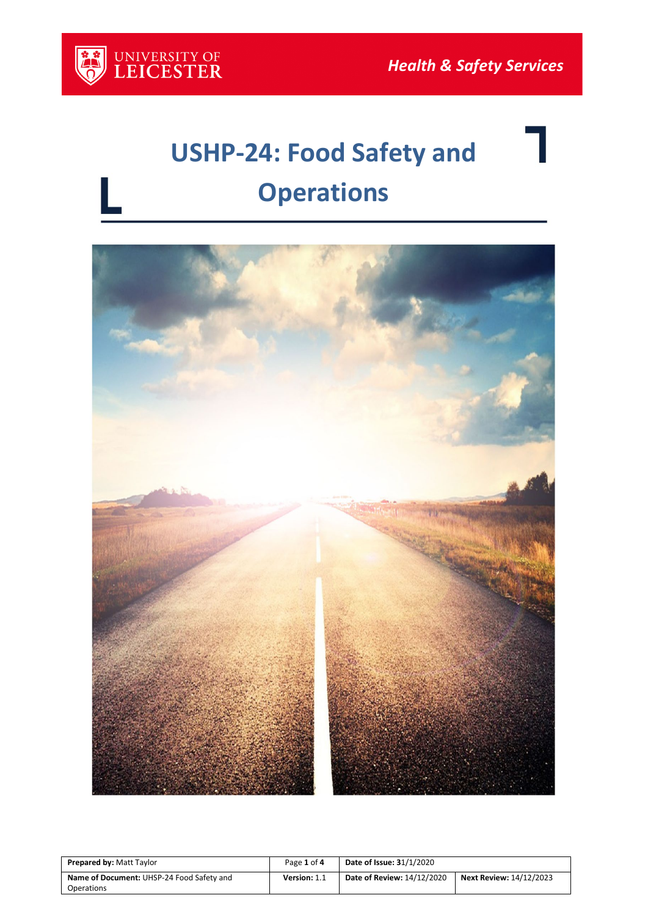UNIVERSITY OF LEICESTER

*Health & Safety Services*

# USHP-24: Food Safety and Operations

| **Prepared by:** Matt Taylor | Page **1** of **4** | **Date of Issue: 3**1/1/2020 | |
|---|---|---|---|
| **Name of Document:** UHSP-24 Food Safety and Operations | **Version:** 1.1 | **Date of Review:** 14/12/2020 | **Next Review:** 14/12/2023 |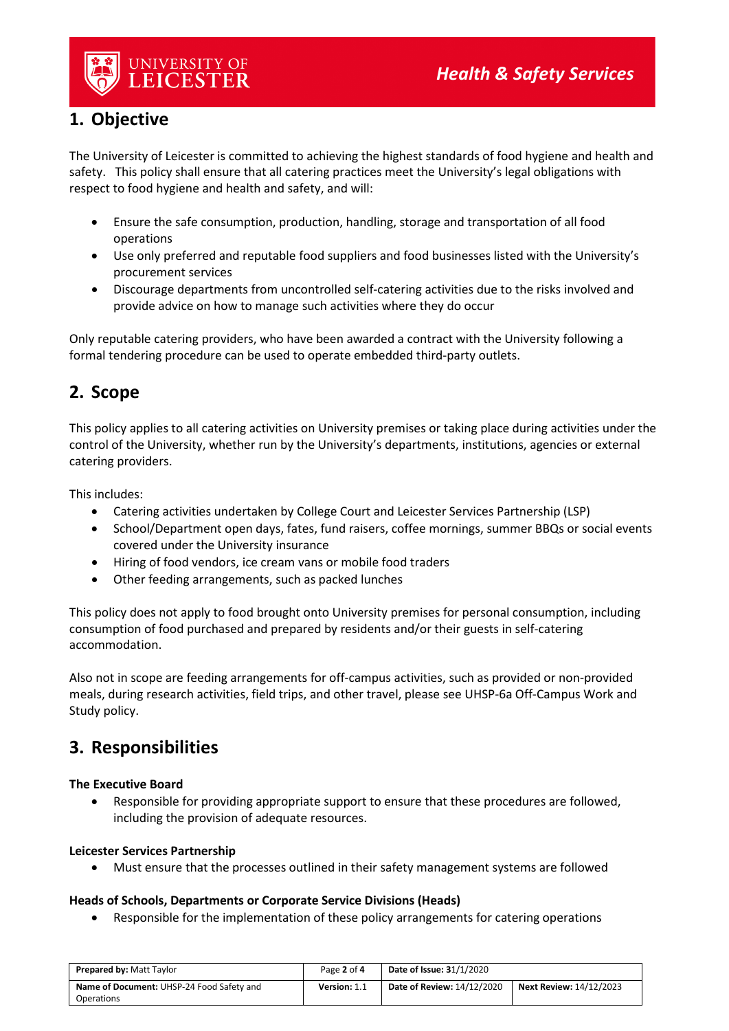## 1. Objective

The University of Leicester is committed to achieving the highest standards of food hygiene and health and safety. This policy shall ensure that all catering practices meet the University's legal obligations with respect to food hygiene and health and safety, and will:

- Ensure the safe consumption, production, handling, storage and transportation of all food operations
- Use only preferred and reputable food suppliers and food businesses listed with the University's procurement services
- Discourage departments from uncontrolled self-catering activities due to the risks involved and provide advice on how to manage such activities where they do occur

Only reputable catering providers, who have been awarded a contract with the University following a formal tendering procedure can be used to operate embedded third-party outlets.

## 2. Scope

This policy applies to all catering activities on University premises or taking place during activities under the control of the University, whether run by the University's departments, institutions, agencies or external catering providers.

This includes:

- Catering activities undertaken by College Court and Leicester Services Partnership (LSP)
- School/Department open days, fates, fund raisers, coffee mornings, summer BBQs or social events covered under the University insurance
- Hiring of food vendors, ice cream vans or mobile food traders
- Other feeding arrangements, such as packed lunches

This policy does not apply to food brought onto University premises for personal consumption, including consumption of food purchased and prepared by residents and/or their guests in self-catering accommodation.

Also not in scope are feeding arrangements for off-campus activities, such as provided or non-provided meals, during research activities, field trips, and other travel, please see UHSP-6a Off-Campus Work and Study policy.

## 3. Responsibilities

**The Executive Board**

- Responsible for providing appropriate support to ensure that these procedures are followed, including the provision of adequate resources.

**Leicester Services Partnership**

- Must ensure that the processes outlined in their safety management systems are followed

**Heads of Schools, Departments or Corporate Service Divisions (Heads)**

- Responsible for the implementation of these policy arrangements for catering operations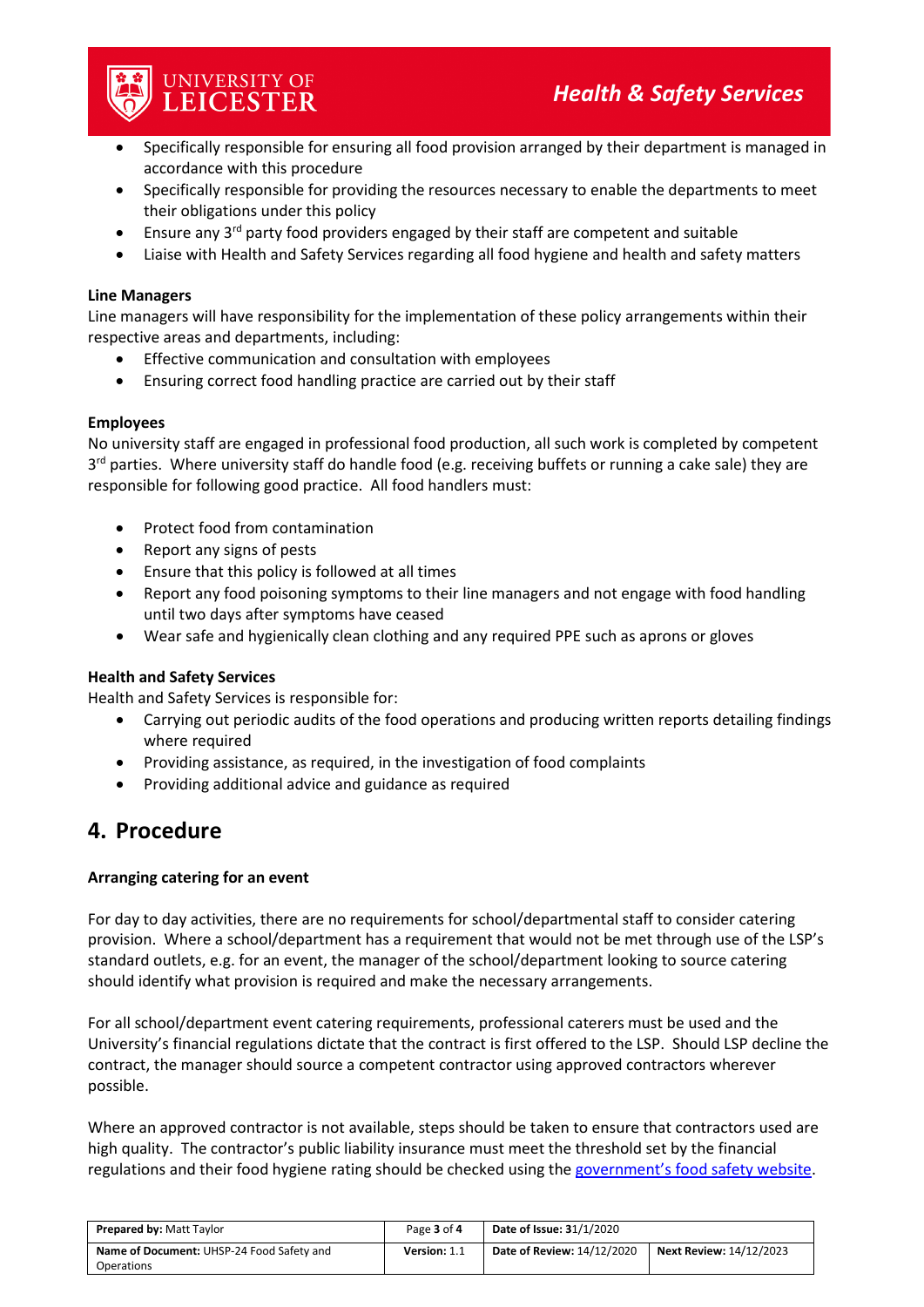- Specifically responsible for ensuring all food provision arranged by their department is managed in accordance with this procedure
- Specifically responsible for providing the resources necessary to enable the departments to meet their obligations under this policy
- Ensure any 3rd party food providers engaged by their staff are competent and suitable
- Liaise with Health and Safety Services regarding all food hygiene and health and safety matters

**Line Managers**

Line managers will have responsibility for the implementation of these policy arrangements within their respective areas and departments, including:

- Effective communication and consultation with employees
- Ensuring correct food handling practice are carried out by their staff

**Employees**

No university staff are engaged in professional food production, all such work is completed by competent 3rd parties. Where university staff do handle food (e.g. receiving buffets or running a cake sale) they are responsible for following good practice. All food handlers must:

- Protect food from contamination
- Report any signs of pests
- Ensure that this policy is followed at all times
- Report any food poisoning symptoms to their line managers and not engage with food handling until two days after symptoms have ceased
- Wear safe and hygienically clean clothing and any required PPE such as aprons or gloves

**Health and Safety Services**

Health and Safety Services is responsible for:

- Carrying out periodic audits of the food operations and producing written reports detailing findings where required
- Providing assistance, as required, in the investigation of food complaints
- Providing additional advice and guidance as required

## 4. Procedure

**Arranging catering for an event**

For day to day activities, there are no requirements for school/departmental staff to consider catering provision. Where a school/department has a requirement that would not be met through use of the LSP's standard outlets, e.g. for an event, the manager of the school/department looking to source catering should identify what provision is required and make the necessary arrangements.

For all school/department event catering requirements, professional caterers must be used and the University's financial regulations dictate that the contract is first offered to the LSP. Should LSP decline the contract, the manager should source a competent contractor using approved contractors wherever possible.

Where an approved contractor is not available, steps should be taken to ensure that contractors used are high quality. The contractor's public liability insurance must meet the threshold set by the financial regulations and their food hygiene rating should be checked using the government's food safety website.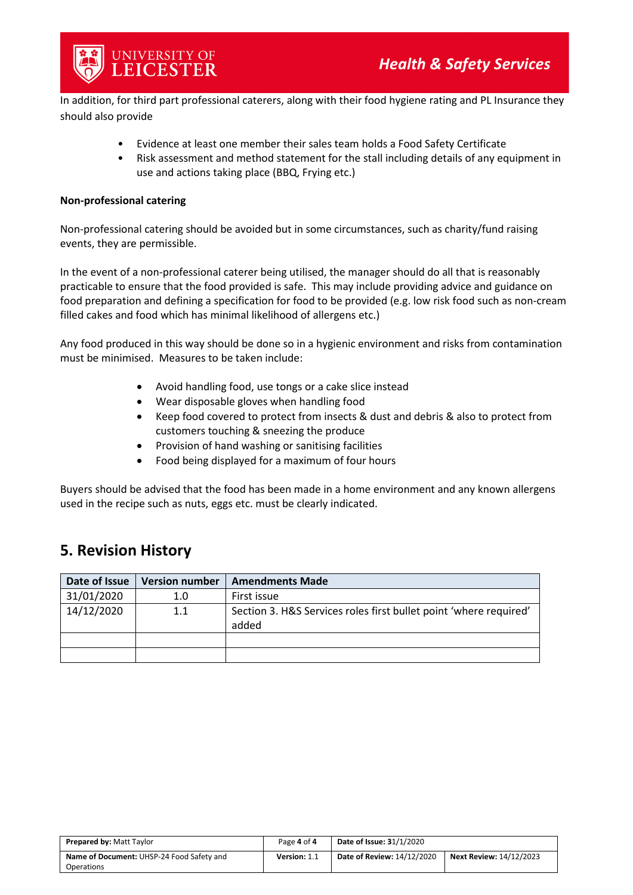In addition, for third part professional caterers, along with their food hygiene rating and PL Insurance they should also provide

- Evidence at least one member their sales team holds a Food Safety Certificate
- Risk assessment and method statement for the stall including details of any equipment in use and actions taking place (BBQ, Frying etc.)

**Non-professional catering**

Non-professional catering should be avoided but in some circumstances, such as charity/fund raising events, they are permissible.

In the event of a non-professional caterer being utilised, the manager should do all that is reasonably practicable to ensure that the food provided is safe. This may include providing advice and guidance on food preparation and defining a specification for food to be provided (e.g. low risk food such as non-cream filled cakes and food which has minimal likelihood of allergens etc.)

Any food produced in this way should be done so in a hygienic environment and risks from contamination must be minimised. Measures to be taken include:

- Avoid handling food, use tongs or a cake slice instead
- Wear disposable gloves when handling food
- Keep food covered to protect from insects & dust and debris & also to protect from customers touching & sneezing the produce
- Provision of hand washing or sanitising facilities
- Food being displayed for a maximum of four hours

Buyers should be advised that the food has been made in a home environment and any known allergens used in the recipe such as nuts, eggs etc. must be clearly indicated.

## 5. Revision History

| Date of Issue | Version number | Amendments Made |
|---|---|---|
| 31/01/2020 | 1.0 | First issue |
| 14/12/2020 | 1.1 | Section 3. H&S Services roles first bullet point 'where required' added |
| | | |
| | | |